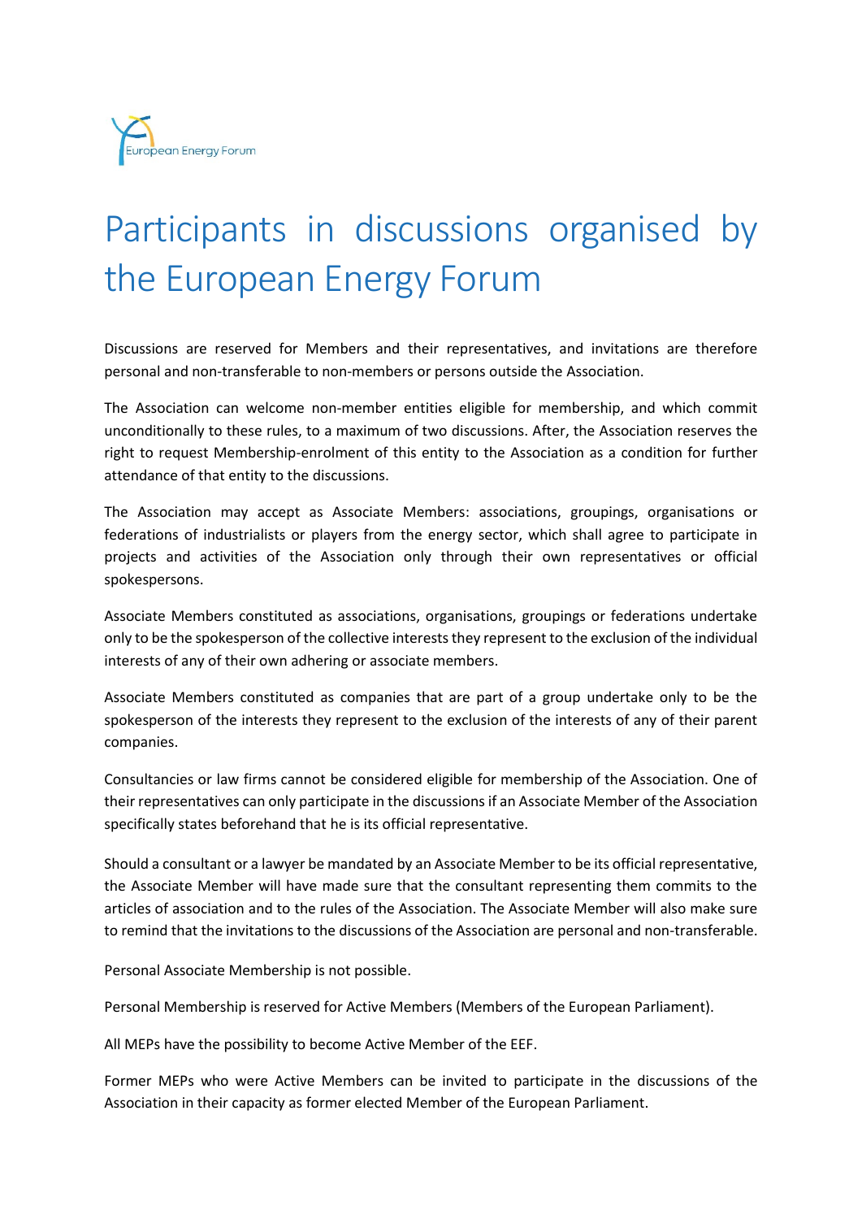European Energy Forum

# Participants in discussions organised by the European Energy Forum

Discussions are reserved for Members and their representatives, and invitations are therefore personal and non-transferable to non-members or persons outside the Association.

The Association can welcome non-member entities eligible for membership, and which commit unconditionally to these rules, to a maximum of two discussions. After, the Association reserves the right to request Membership-enrolment of this entity to the Association as a condition for further attendance of that entity to the discussions.

The Association may accept as Associate Members: associations, groupings, organisations or federations of industrialists or players from the energy sector, which shall agree to participate in projects and activities of the Association only through their own representatives or official spokespersons.

Associate Members constituted as associations, organisations, groupings or federations undertake only to be the spokesperson of the collective interests they represent to the exclusion of the individual interests of any of their own adhering or associate members.

Associate Members constituted as companies that are part of a group undertake only to be the spokesperson of the interests they represent to the exclusion of the interests of any of their parent companies.

Consultancies or law firms cannot be considered eligible for membership of the Association. One of their representatives can only participate in the discussions if an Associate Member of the Association specifically states beforehand that he is its official representative.

Should a consultant or a lawyer be mandated by an Associate Member to be its official representative, the Associate Member will have made sure that the consultant representing them commits to the articles of association and to the rules of the Association. The Associate Member will also make sure to remind that the invitations to the discussions of the Association are personal and non-transferable.

Personal Associate Membership is not possible.

Personal Membership is reserved for Active Members (Members of the European Parliament).

All MEPs have the possibility to become Active Member of the EEF.

Former MEPs who were Active Members can be invited to participate in the discussions of the Association in their capacity as former elected Member of the European Parliament.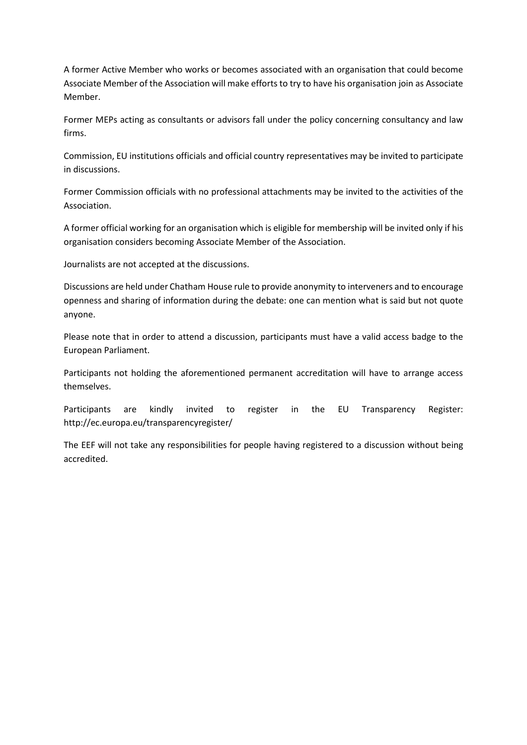A former Active Member who works or becomes associated with an organisation that could become Associate Member of the Association will make efforts to try to have his organisation join as Associate Member.

Former MEPs acting as consultants or advisors fall under the policy concerning consultancy and law firms.

Commission, EU institutions officials and official country representatives may be invited to participate in discussions.

Former Commission officials with no professional attachments may be invited to the activities of the Association.

A former official working for an organisation which is eligible for membership will be invited only if his organisation considers becoming Associate Member of the Association.

Journalists are not accepted at the discussions.

Discussions are held under Chatham House rule to provide anonymity to interveners and to encourage openness and sharing of information during the debate: one can mention what is said but not quote anyone.

Please note that in order to attend a discussion, participants must have a valid access badge to the European Parliament.

Participants not holding the aforementioned permanent accreditation will have to arrange access themselves.

Participants are kindly invited to register in the EU Transparency Register: http://ec.europa.eu/transparencyregister/

The EEF will not take any responsibilities for people having registered to a discussion without being accredited.